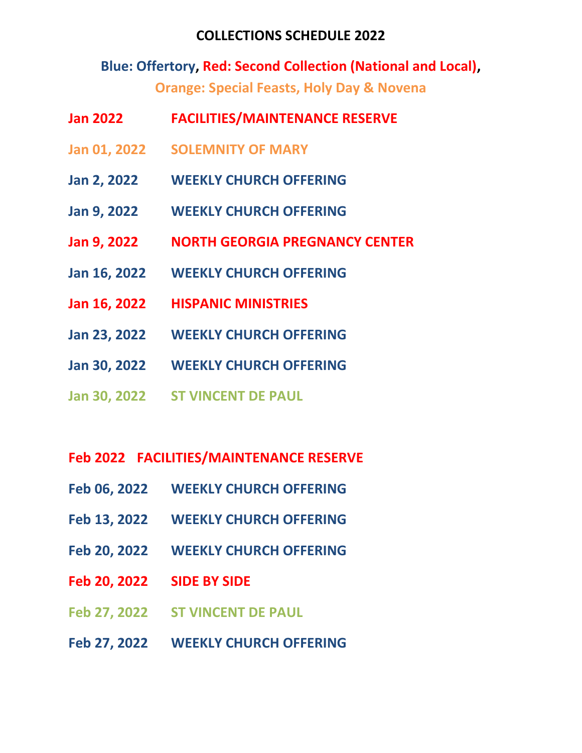# COLLECTIONS SCHEDULE 2022

**Blue: Offertory, Red: Second Collection (National and Local),**
**Orange: Special Feasts, Holy Day & Novena**

| | |
|---|---|
| **Jan 2022** | **FACILITIES/MAINTENANCE RESERVE** |
| **Jan 01, 2022** | **SOLEMNITY OF MARY** |
| **Jan 2, 2022** | **WEEKLY CHURCH OFFERING** |
| **Jan 9, 2022** | **WEEKLY CHURCH OFFERING** |
| **Jan 9, 2022** | **NORTH GEORGIA PREGNANCY CENTER** |
| **Jan 16, 2022** | **WEEKLY CHURCH OFFERING** |
| **Jan 16, 2022** | **HISPANIC MINISTRIES** |
| **Jan 23, 2022** | **WEEKLY CHURCH OFFERING** |
| **Jan 30, 2022** | **WEEKLY CHURCH OFFERING** |
| **Jan 30, 2022** | **ST VINCENT DE PAUL** |

| | |
|---|---|
| **Feb 2022** | **FACILITIES/MAINTENANCE RESERVE** |
| **Feb 06, 2022** | **WEEKLY CHURCH OFFERING** |
| **Feb 13, 2022** | **WEEKLY CHURCH OFFERING** |
| **Feb 20, 2022** | **WEEKLY CHURCH OFFERING** |
| **Feb 20, 2022** | **SIDE BY SIDE** |
| **Feb 27, 2022** | **ST VINCENT DE PAUL** |
| **Feb 27, 2022** | **WEEKLY CHURCH OFFERING** |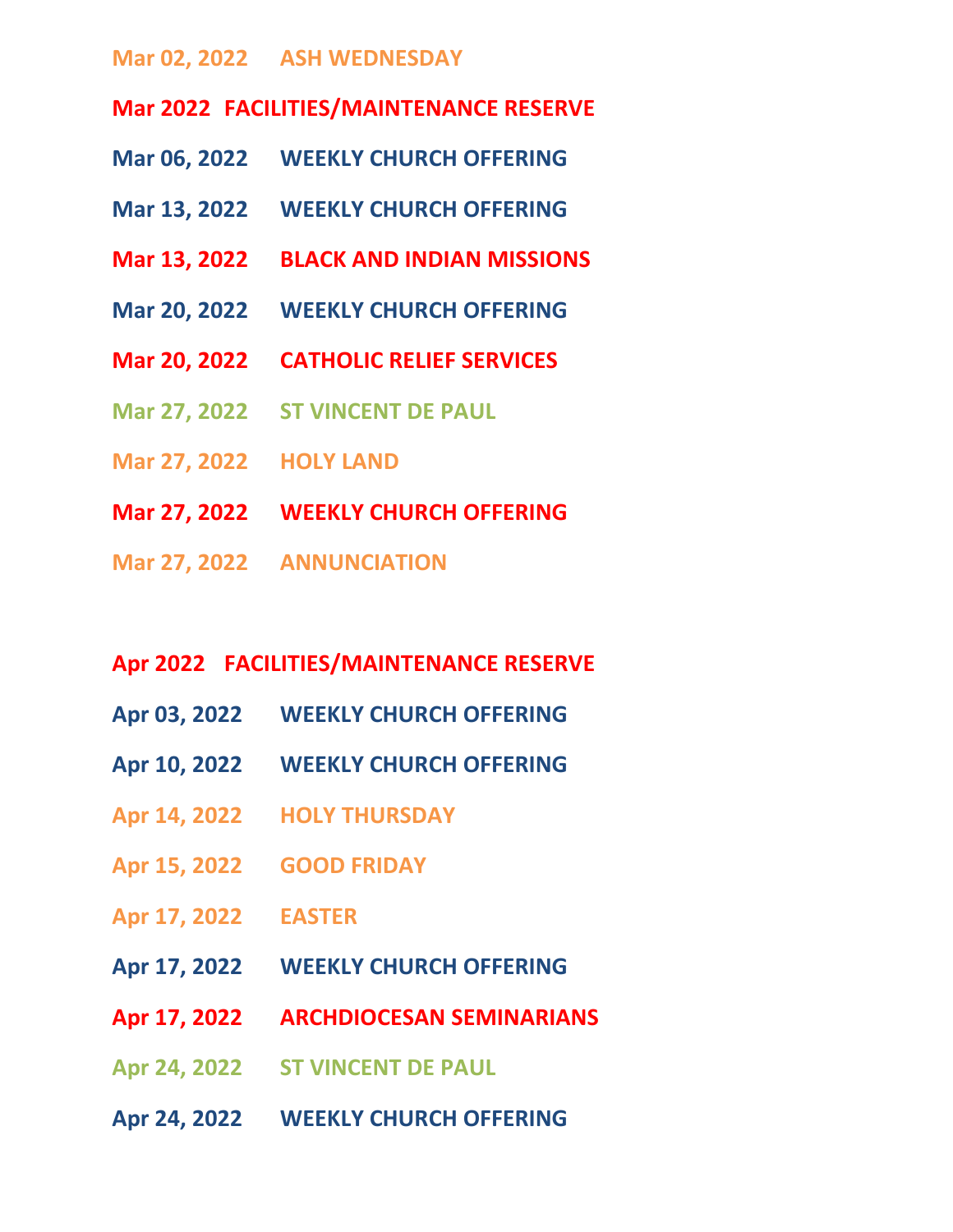**Mar 02, 2022 ASH WEDNESDAY**

**Mar 2022 FACILITIES/MAINTENANCE RESERVE**

**Mar 06, 2022 WEEKLY CHURCH OFFERING**

**Mar 13, 2022 WEEKLY CHURCH OFFERING**

**Mar 13, 2022 BLACK AND INDIAN MISSIONS**

**Mar 20, 2022 WEEKLY CHURCH OFFERING**

**Mar 20, 2022 CATHOLIC RELIEF SERVICES**

**Mar 27, 2022 ST VINCENT DE PAUL**

**Mar 27, 2022 HOLY LAND**

**Mar 27, 2022 WEEKLY CHURCH OFFERING**

**Mar 27, 2022 ANNUNCIATION**

**Apr 2022 FACILITIES/MAINTENANCE RESERVE**

**Apr 03, 2022 WEEKLY CHURCH OFFERING**

**Apr 10, 2022 WEEKLY CHURCH OFFERING**

**Apr 14, 2022 HOLY THURSDAY**

**Apr 15, 2022 GOOD FRIDAY**

**Apr 17, 2022 EASTER**

**Apr 17, 2022 WEEKLY CHURCH OFFERING**

**Apr 17, 2022 ARCHDIOCESAN SEMINARIANS**

**Apr 24, 2022 ST VINCENT DE PAUL**

**Apr 24, 2022 WEEKLY CHURCH OFFERING**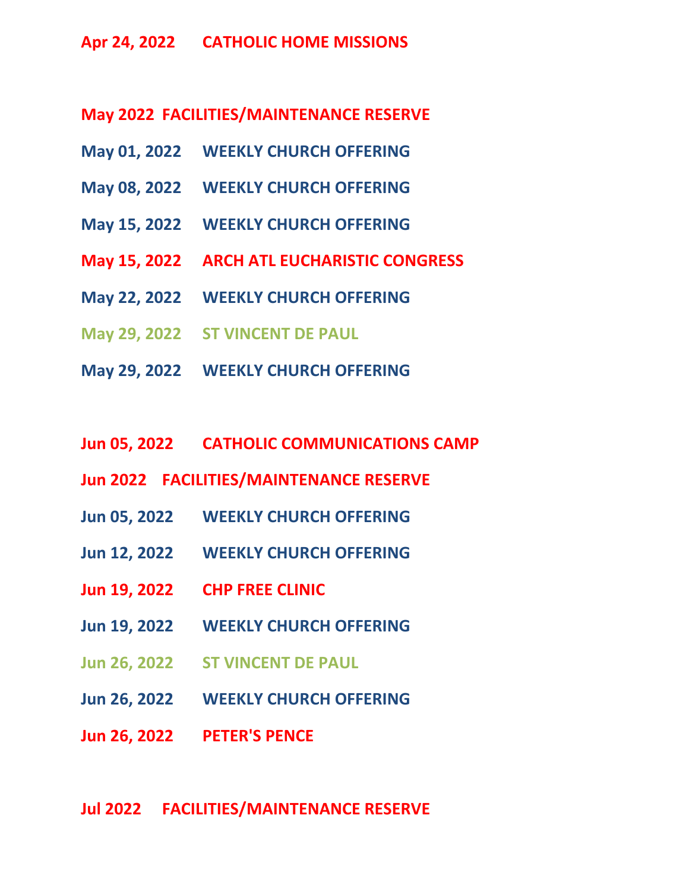**Apr 24, 2022 CATHOLIC HOME MISSIONS**

**May 2022 FACILITIES/MAINTENANCE RESERVE**

**May 01, 2022 WEEKLY CHURCH OFFERING**

**May 08, 2022 WEEKLY CHURCH OFFERING**

**May 15, 2022 WEEKLY CHURCH OFFERING**

**May 15, 2022 ARCH ATL EUCHARISTIC CONGRESS**

**May 22, 2022 WEEKLY CHURCH OFFERING**

**May 29, 2022 ST VINCENT DE PAUL**

**May 29, 2022 WEEKLY CHURCH OFFERING**

**Jun 05, 2022 CATHOLIC COMMUNICATIONS CAMP**

**Jun 2022 FACILITIES/MAINTENANCE RESERVE**

**Jun 05, 2022 WEEKLY CHURCH OFFERING**

**Jun 12, 2022 WEEKLY CHURCH OFFERING**

**Jun 19, 2022 CHP FREE CLINIC**

**Jun 19, 2022 WEEKLY CHURCH OFFERING**

**Jun 26, 2022 ST VINCENT DE PAUL**

**Jun 26, 2022 WEEKLY CHURCH OFFERING**

**Jun 26, 2022 PETER'S PENCE**

**Jul 2022 FACILITIES/MAINTENANCE RESERVE**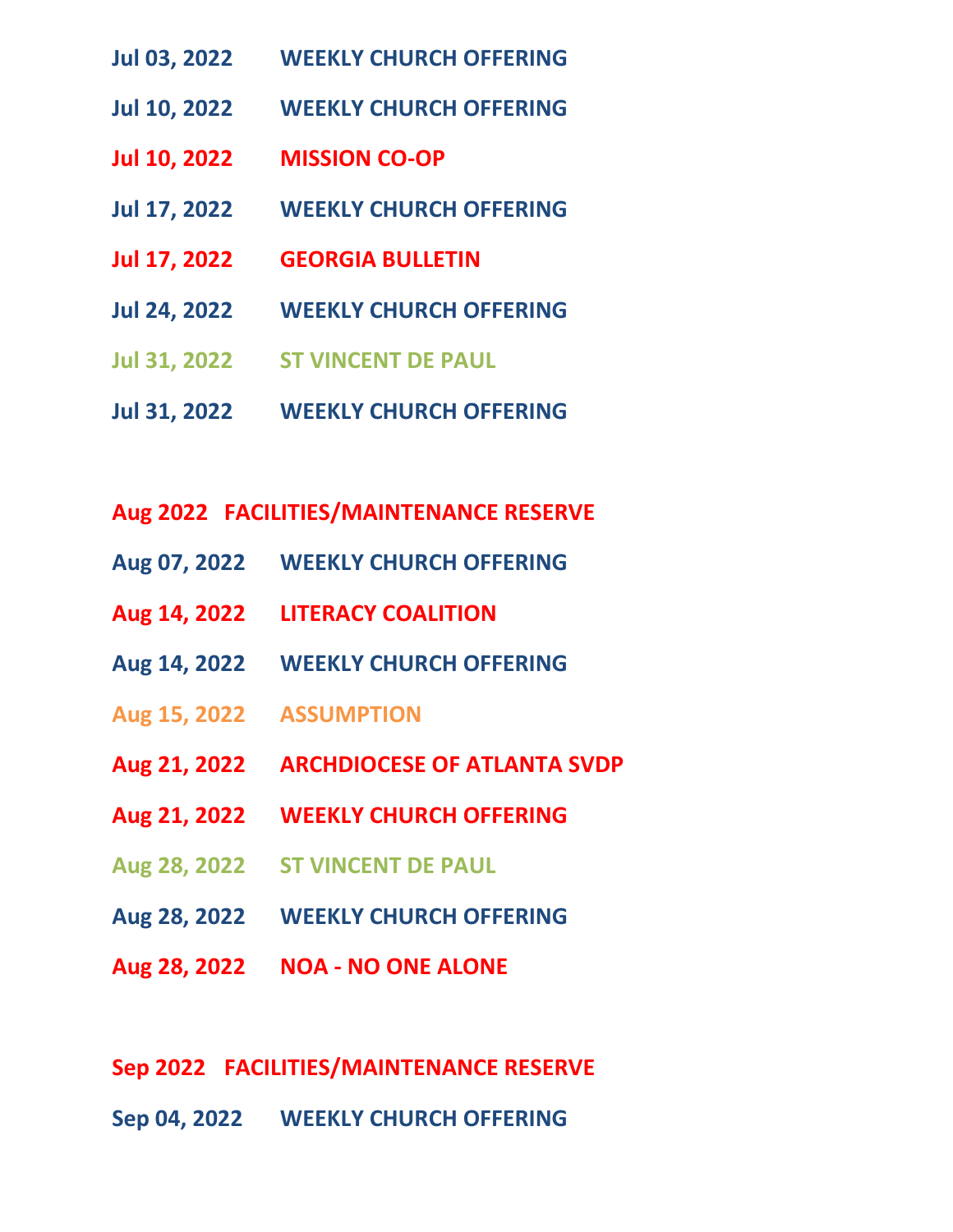**Jul 03, 2022 WEEKLY CHURCH OFFERING**

**Jul 10, 2022 WEEKLY CHURCH OFFERING**

**Jul 10, 2022 MISSION CO-OP**

**Jul 17, 2022 WEEKLY CHURCH OFFERING**

**Jul 17, 2022 GEORGIA BULLETIN**

**Jul 24, 2022 WEEKLY CHURCH OFFERING**

**Jul 31, 2022 ST VINCENT DE PAUL**

**Jul 31, 2022 WEEKLY CHURCH OFFERING**

**Aug 2022 FACILITIES/MAINTENANCE RESERVE**

**Aug 07, 2022 WEEKLY CHURCH OFFERING**

**Aug 14, 2022 LITERACY COALITION**

**Aug 14, 2022 WEEKLY CHURCH OFFERING**

**Aug 15, 2022 ASSUMPTION**

**Aug 21, 2022 ARCHDIOCESE OF ATLANTA SVDP**

**Aug 21, 2022 WEEKLY CHURCH OFFERING**

**Aug 28, 2022 ST VINCENT DE PAUL**

**Aug 28, 2022 WEEKLY CHURCH OFFERING**

**Aug 28, 2022 NOA - NO ONE ALONE**

**Sep 2022 FACILITIES/MAINTENANCE RESERVE**

**Sep 04, 2022 WEEKLY CHURCH OFFERING**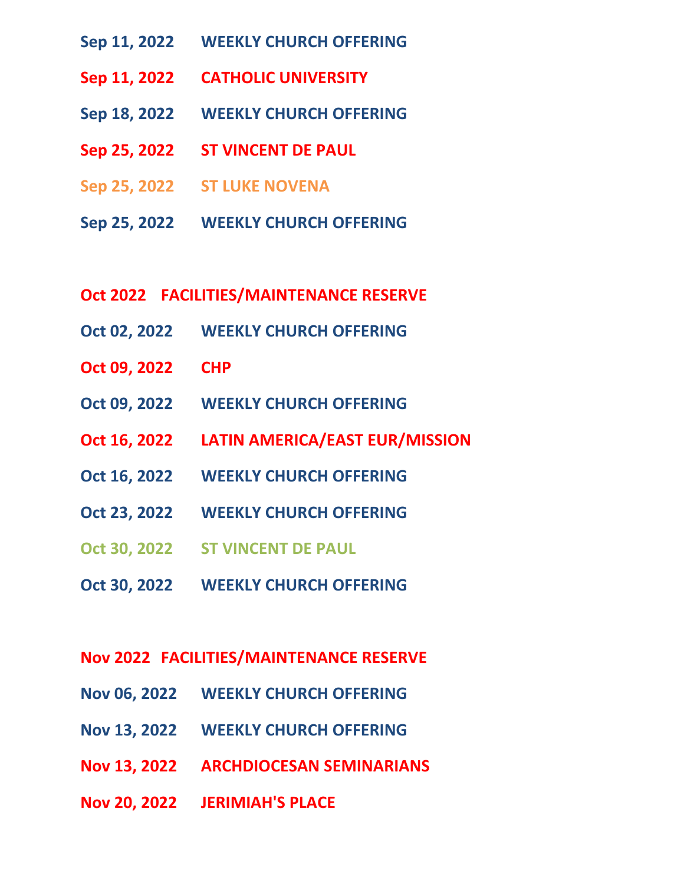**Sep 11, 2022 WEEKLY CHURCH OFFERING**

**Sep 11, 2022 CATHOLIC UNIVERSITY**

**Sep 18, 2022 WEEKLY CHURCH OFFERING**

**Sep 25, 2022 ST VINCENT DE PAUL**

**Sep 25, 2022 ST LUKE NOVENA**

**Sep 25, 2022 WEEKLY CHURCH OFFERING**

**Oct 2022 FACILITIES/MAINTENANCE RESERVE**

**Oct 02, 2022 WEEKLY CHURCH OFFERING**

**Oct 09, 2022 CHP**

**Oct 09, 2022 WEEKLY CHURCH OFFERING**

**Oct 16, 2022 LATIN AMERICA/EAST EUR/MISSION**

**Oct 16, 2022 WEEKLY CHURCH OFFERING**

**Oct 23, 2022 WEEKLY CHURCH OFFERING**

**Oct 30, 2022 ST VINCENT DE PAUL**

**Oct 30, 2022 WEEKLY CHURCH OFFERING**

**Nov 2022 FACILITIES/MAINTENANCE RESERVE**

**Nov 06, 2022 WEEKLY CHURCH OFFERING**

**Nov 13, 2022 WEEKLY CHURCH OFFERING**

**Nov 13, 2022 ARCHDIOCESAN SEMINARIANS**

**Nov 20, 2022 JERIMIAH'S PLACE**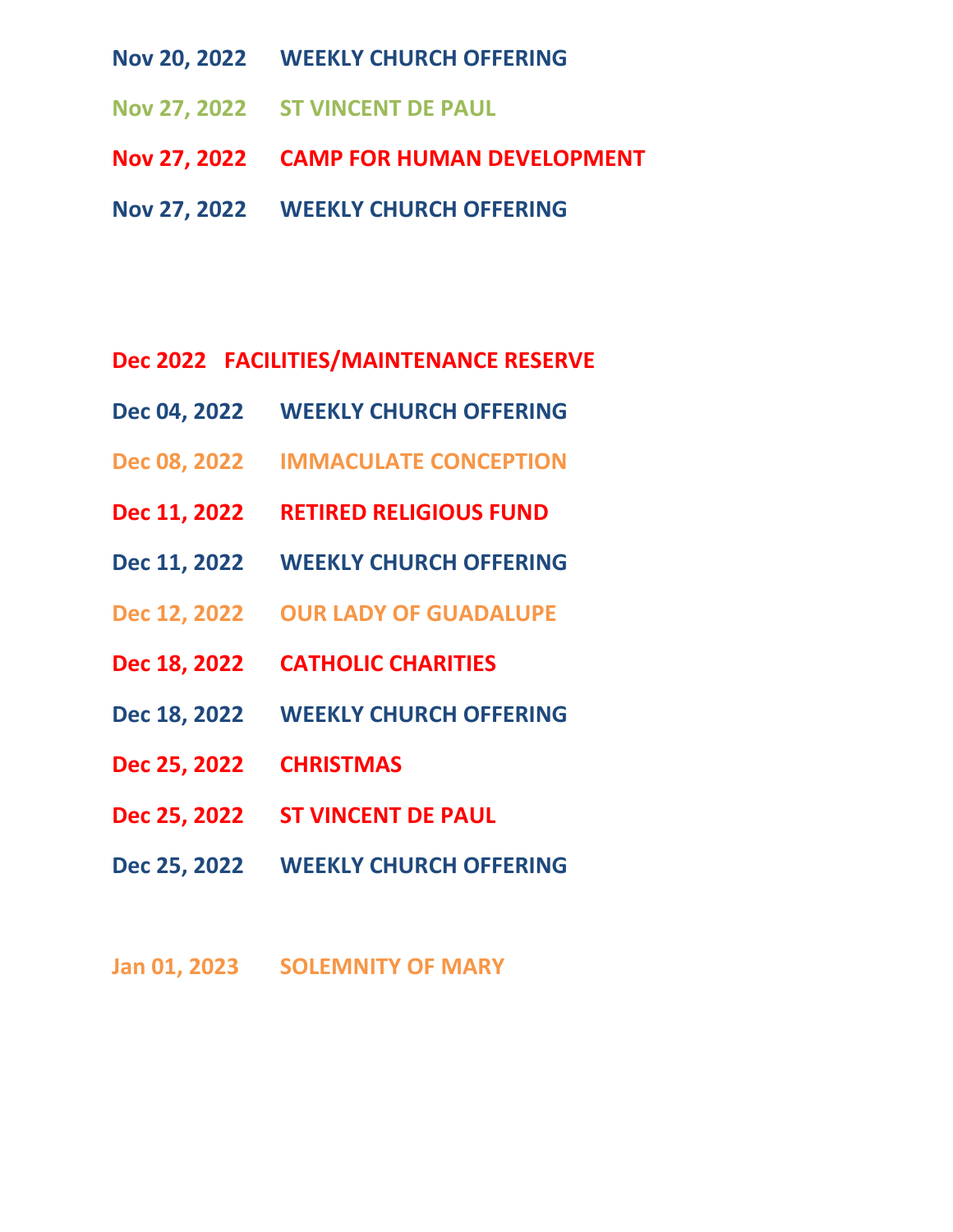**Nov 20, 2022 WEEKLY CHURCH OFFERING**

**Nov 27, 2022 ST VINCENT DE PAUL**

**Nov 27, 2022 CAMP FOR HUMAN DEVELOPMENT**

**Nov 27, 2022 WEEKLY CHURCH OFFERING**

**Dec 2022 FACILITIES/MAINTENANCE RESERVE**

**Dec 04, 2022 WEEKLY CHURCH OFFERING**

**Dec 08, 2022 IMMACULATE CONCEPTION**

**Dec 11, 2022 RETIRED RELIGIOUS FUND**

**Dec 11, 2022 WEEKLY CHURCH OFFERING**

**Dec 12, 2022 OUR LADY OF GUADALUPE**

**Dec 18, 2022 CATHOLIC CHARITIES**

**Dec 18, 2022 WEEKLY CHURCH OFFERING**

**Dec 25, 2022 CHRISTMAS**

**Dec 25, 2022 ST VINCENT DE PAUL**

**Dec 25, 2022 WEEKLY CHURCH OFFERING**

**Jan 01, 2023 SOLEMNITY OF MARY**